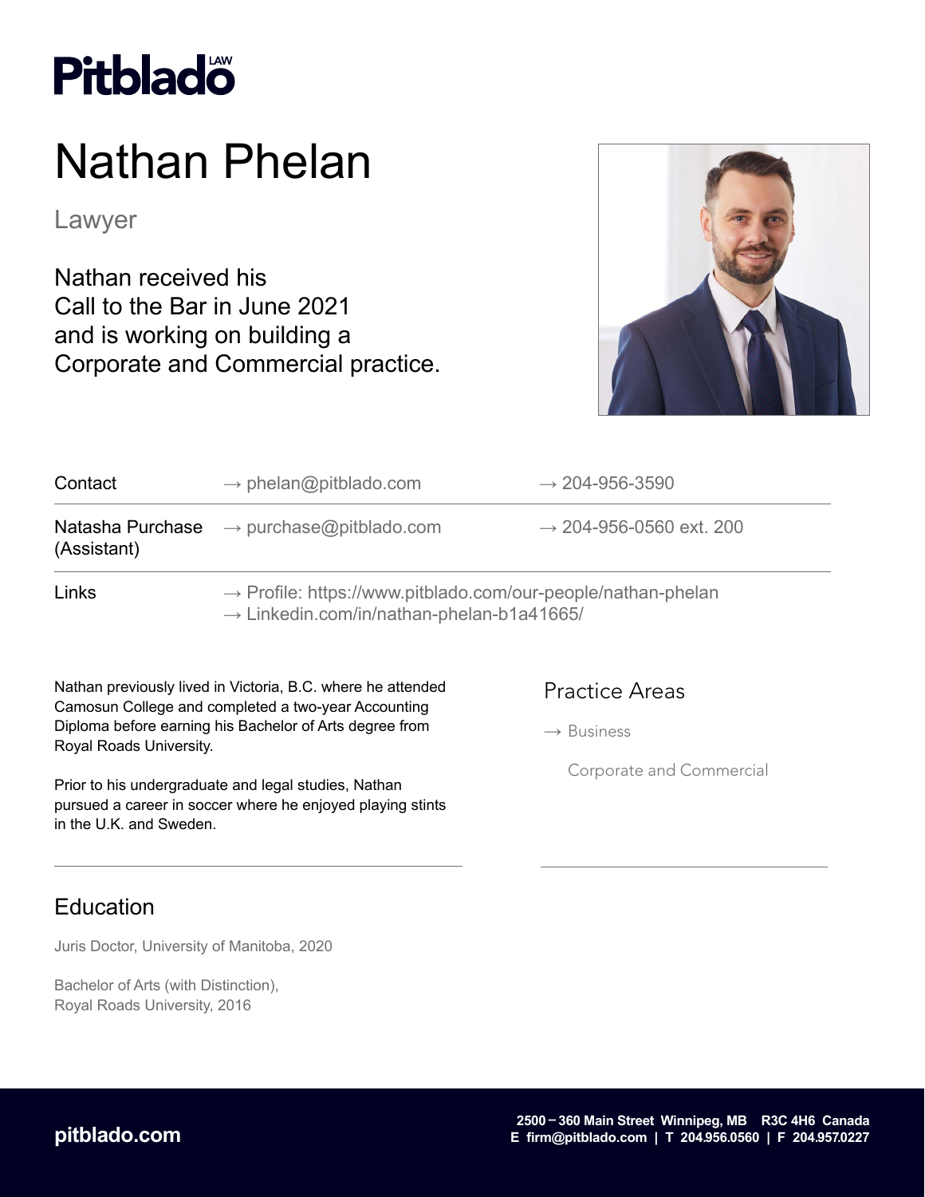Pitblado LAW

# Nathan Phelan

Lawyer

Nathan received his Call to the Bar in June 2021 and is working on building a Corporate and Commercial practice.

| Contact | → phelan@pitblado.com | → 204-956-3590 |
|---|---|---|
| Natasha Purchase (Assistant) | → purchase@pitblado.com | → 204-956-0560 ext. 200 |
| Links | → Profile: https://www.pitblado.com/our-people/nathan-phelan<br>→ Linkedin.com/in/nathan-phelan-b1a41665/ | |

Nathan previously lived in Victoria, B.C. where he attended Camosun College and completed a two-year Accounting Diploma before earning his Bachelor of Arts degree from Royal Roads University.

Prior to his undergraduate and legal studies, Nathan pursued a career in soccer where he enjoyed playing stints in the U.K. and Sweden.

## Practice Areas

→ Business

Corporate and Commercial

## Education

Juris Doctor, University of Manitoba, 2020

Bachelor of Arts (with Distinction), Royal Roads University, 2016

pitblado.com

2500 – 360 Main Street Winnipeg, MB R3C 4H6 Canada
E firm@pitblado.com | T 204.956.0560 | F 204.957.0227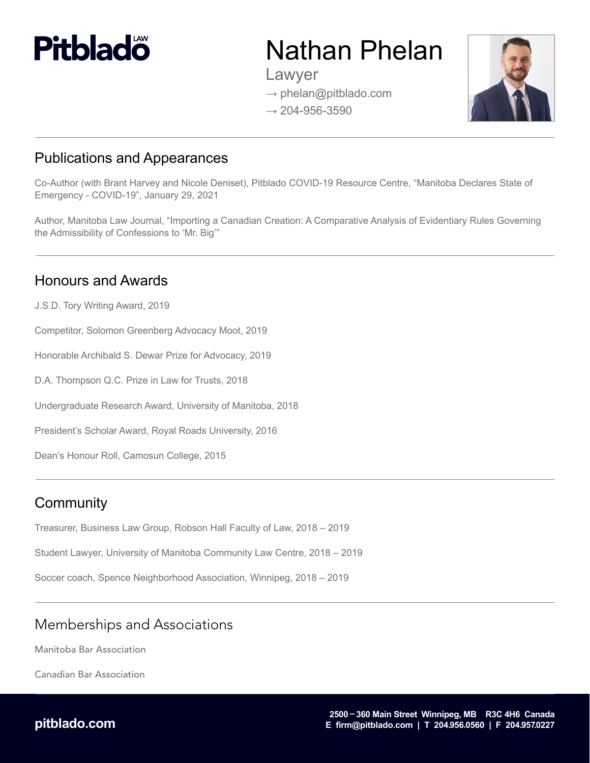Pitblado LAW

# Nathan Phelan

Lawyer

→ phelan@pitblado.com

→ 204-956-3590

## Publications and Appearances

Co-Author (with Brant Harvey and Nicole Deniset), Pitblado COVID-19 Resource Centre, "Manitoba Declares State of Emergency - COVID-19", January 29, 2021

Author, Manitoba Law Journal, "Importing a Canadian Creation: A Comparative Analysis of Evidentiary Rules Governing the Admissibility of Confessions to 'Mr. Big'"

## Honours and Awards

J.S.D. Tory Writing Award, 2019

Competitor, Solomon Greenberg Advocacy Moot, 2019

Honorable Archibald S. Dewar Prize for Advocacy, 2019

D.A. Thompson Q.C. Prize in Law for Trusts, 2018

Undergraduate Research Award, University of Manitoba, 2018

President's Scholar Award, Royal Roads University, 2016

Dean's Honour Roll, Camosun College, 2015

## Community

Treasurer, Business Law Group, Robson Hall Faculty of Law, 2018 – 2019

Student Lawyer, University of Manitoba Community Law Centre, 2018 – 2019

Soccer coach, Spence Neighborhood Association, Winnipeg, 2018 – 2019

## Memberships and Associations

Manitoba Bar Association

Canadian Bar Association

pitblado.com

2500 – 360 Main Street Winnipeg, MB R3C 4H6 Canada
E firm@pitblado.com | T 204.956.0560 | F 204.957.0227